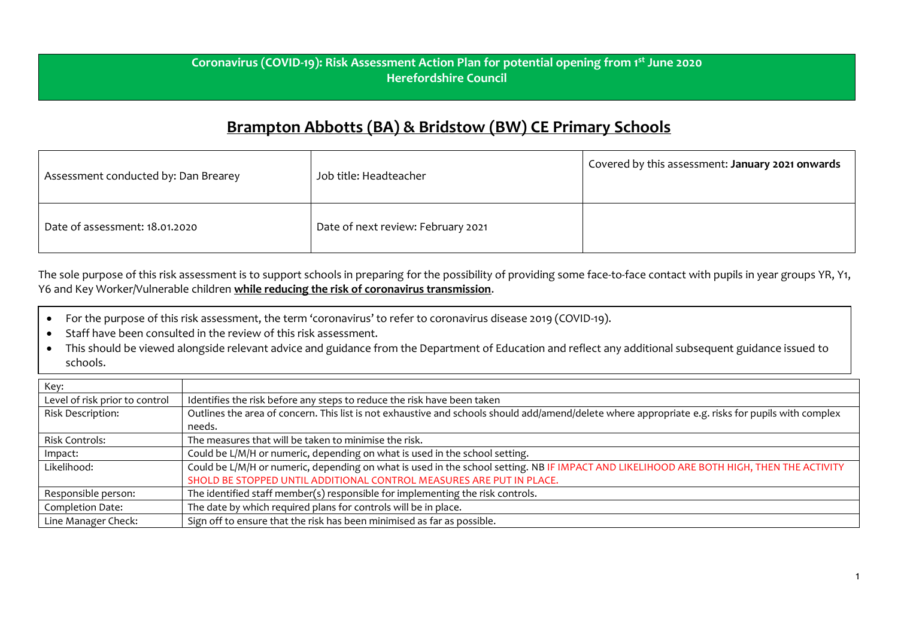**Coronavirus (COVID-19): Risk Assessment Action Plan for potential opening from 1st June 2020**
**Herefordshire Council**

# Brampton Abbotts (BA) & Bridstow (BW) CE Primary Schools

| Assessment conducted by: Dan Brearey | Job title: Headteacher | Covered by this assessment: **January 2021 onwards** |
|---|---|---|
| Date of assessment: 18.01.2020 | Date of next review: February 2021 | |

The sole purpose of this risk assessment is to support schools in preparing for the possibility of providing some face-to-face contact with pupils in year groups YR, Y1, Y6 and Key Worker/Vulnerable children **while reducing the risk of coronavirus transmission**.

- For the purpose of this risk assessment, the term 'coronavirus' to refer to coronavirus disease 2019 (COVID-19).
- Staff have been consulted in the review of this risk assessment.
- This should be viewed alongside relevant advice and guidance from the Department of Education and reflect any additional subsequent guidance issued to schools.

| Key: | |
|---|---|
| Level of risk prior to control | Identifies the risk before any steps to reduce the risk have been taken |
| Risk Description: | Outlines the area of concern. This list is not exhaustive and schools should add/amend/delete where appropriate e.g. risks for pupils with complex needs. |
| Risk Controls: | The measures that will be taken to minimise the risk. |
| Impact: | Could be L/M/H or numeric, depending on what is used in the school setting. |
| Likelihood: | Could be L/M/H or numeric, depending on what is used in the school setting. NB IF IMPACT AND LIKELIHOOD ARE BOTH HIGH, THEN THE ACTIVITY SHOLD BE STOPPED UNTIL ADDITIONAL CONTROL MEASURES ARE PUT IN PLACE. |
| Responsible person: | The identified staff member(s) responsible for implementing the risk controls. |
| Completion Date: | The date by which required plans for controls will be in place. |
| Line Manager Check: | Sign off to ensure that the risk has been minimised as far as possible. |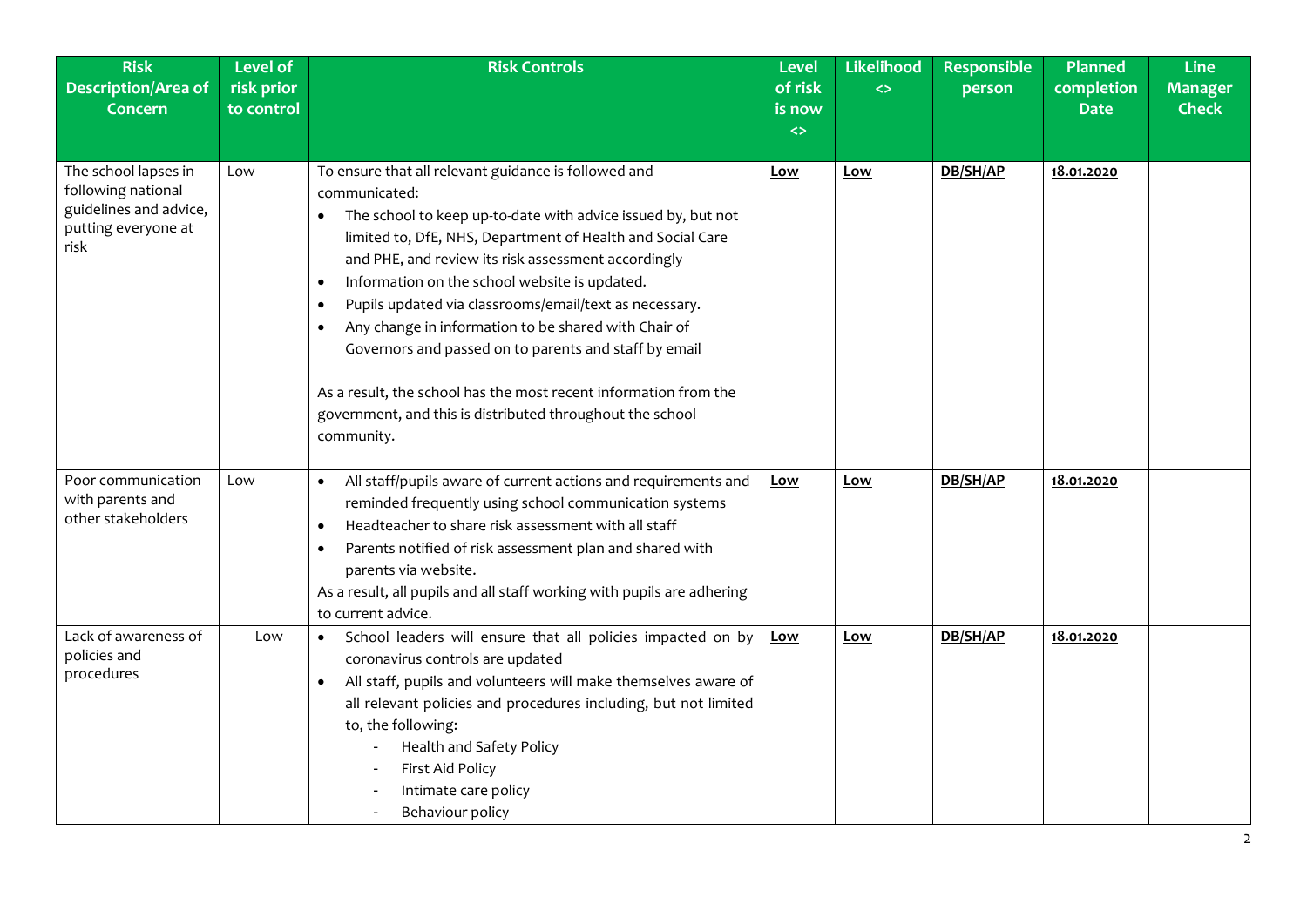| Risk Description/Area of Concern | Level of risk prior to control | Risk Controls | Level of risk is now <> | Likelihood <> | Responsible person | Planned completion Date | Line Manager Check |
|---|---|---|---|---|---|---|---|
| The school lapses in following national guidelines and advice, putting everyone at risk | Low | To ensure that all relevant guidance is followed and communicated:<br>• The school to keep up-to-date with advice issued by, but not limited to, DfE, NHS, Department of Health and Social Care and PHE, and review its risk assessment accordingly<br>• Information on the school website is updated.<br>• Pupils updated via classrooms/email/text as necessary.<br>• Any change in information to be shared with Chair of Governors and passed on to parents and staff by email<br><br>As a result, the school has the most recent information from the government, and this is distributed throughout the school community. | **Low** | **Low** | **DB/SH/AP** | **18.01.2020** | |
| Poor communication with parents and other stakeholders | Low | • All staff/pupils aware of current actions and requirements and reminded frequently using school communication systems<br>• Headteacher to share risk assessment with all staff<br>• Parents notified of risk assessment plan and shared with parents via website.<br>As a result, all pupils and all staff working with pupils are adhering to current advice. | **Low** | **Low** | **DB/SH/AP** | **18.01.2020** | |
| Lack of awareness of policies and procedures | Low | • School leaders will ensure that all policies impacted on by coronavirus controls are updated<br>• All staff, pupils and volunteers will make themselves aware of all relevant policies and procedures including, but not limited to, the following:<br>- Health and Safety Policy<br>- First Aid Policy<br>- Intimate care policy<br>- Behaviour policy | **Low** | **Low** | **DB/SH/AP** | **18.01.2020** | |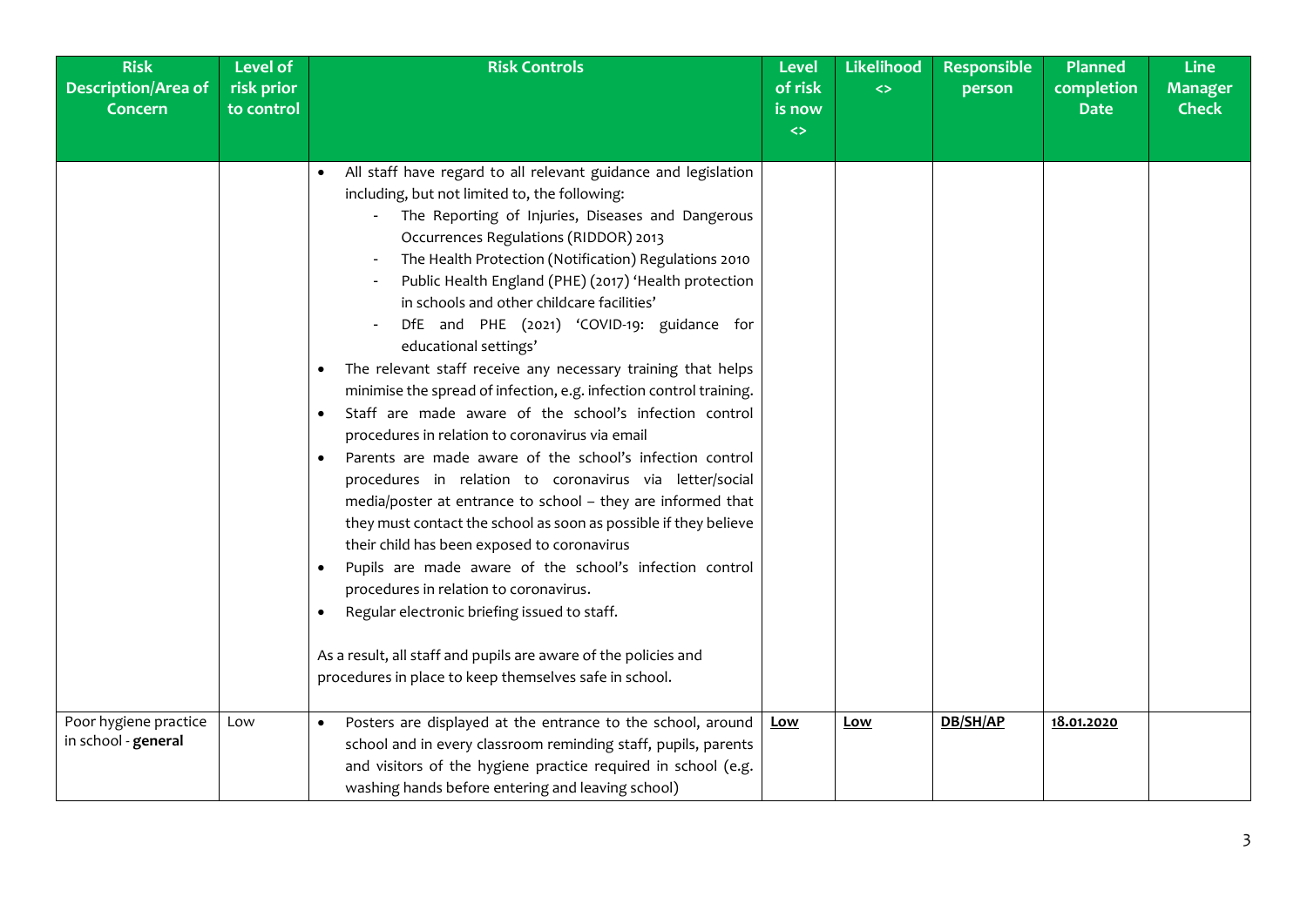| Risk Description/Area of Concern | Level of risk prior to control | Risk Controls | Level of risk is now <> | Likelihood <> | Responsible person | Planned completion Date | Line Manager Check |
|---|---|---|---|---|---|---|---|
| | | • All staff have regard to all relevant guidance and legislation including, but not limited to, the following:<br>- The Reporting of Injuries, Diseases and Dangerous Occurrences Regulations (RIDDOR) 2013<br>- The Health Protection (Notification) Regulations 2010<br>- Public Health England (PHE) (2017) 'Health protection in schools and other childcare facilities'<br>- DfE and PHE (2021) 'COVID-19: guidance for educational settings'<br>• The relevant staff receive any necessary training that helps minimise the spread of infection, e.g. infection control training.<br>• Staff are made aware of the school's infection control procedures in relation to coronavirus via email<br>• Parents are made aware of the school's infection control procedures in relation to coronavirus via letter/social media/poster at entrance to school – they are informed that they must contact the school as soon as possible if they believe their child has been exposed to coronavirus<br>• Pupils are made aware of the school's infection control procedures in relation to coronavirus.<br>• Regular electronic briefing issued to staff.<br><br>As a result, all staff and pupils are aware of the policies and procedures in place to keep themselves safe in school. | | | | | |
| Poor hygiene practice in school - **general** | Low | • Posters are displayed at the entrance to the school, around school and in every classroom reminding staff, pupils, parents and visitors of the hygiene practice required in school (e.g. washing hands before entering and leaving school) | **Low** | **Low** | **DB/SH/AP** | **18.01.2020** | |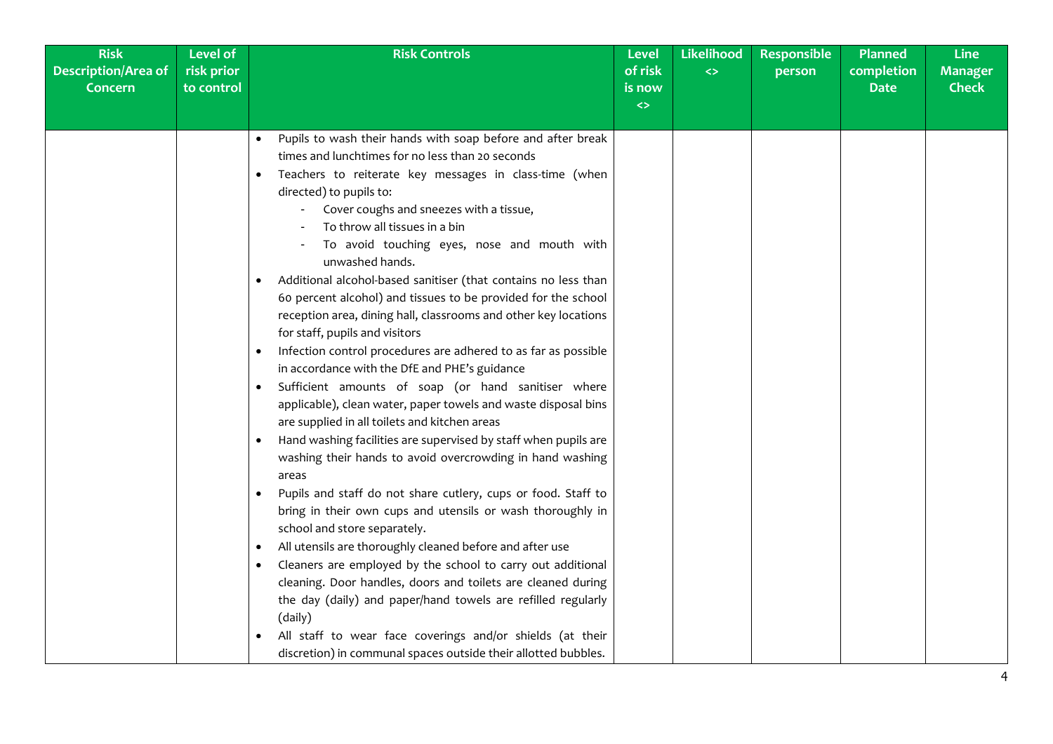| Risk Description/Area of Concern | Level of risk prior to control | Risk Controls | Level of risk is now <> | Likelihood <> | Responsible person | Planned completion Date | Line Manager Check |
|---|---|---|---|---|---|---|---|
| | | • Pupils to wash their hands with soap before and after break times and lunchtimes for no less than 20 seconds<br>• Teachers to reiterate key messages in class-time (when directed) to pupils to:<br>&nbsp;&nbsp;- Cover coughs and sneezes with a tissue,<br>&nbsp;&nbsp;- To throw all tissues in a bin<br>&nbsp;&nbsp;- To avoid touching eyes, nose and mouth with unwashed hands.<br>• Additional alcohol-based sanitiser (that contains no less than 60 percent alcohol) and tissues to be provided for the school reception area, dining hall, classrooms and other key locations for staff, pupils and visitors<br>• Infection control procedures are adhered to as far as possible in accordance with the DfE and PHE's guidance<br>• Sufficient amounts of soap (or hand sanitiser where applicable), clean water, paper towels and waste disposal bins are supplied in all toilets and kitchen areas<br>• Hand washing facilities are supervised by staff when pupils are washing their hands to avoid overcrowding in hand washing areas<br>• Pupils and staff do not share cutlery, cups or food. Staff to bring in their own cups and utensils or wash thoroughly in school and store separately.<br>• All utensils are thoroughly cleaned before and after use<br>• Cleaners are employed by the school to carry out additional cleaning. Door handles, doors and toilets are cleaned during the day (daily) and paper/hand towels are refilled regularly (daily)<br>• All staff to wear face coverings and/or shields (at their discretion) in communal spaces outside their allotted bubbles. | | | | | |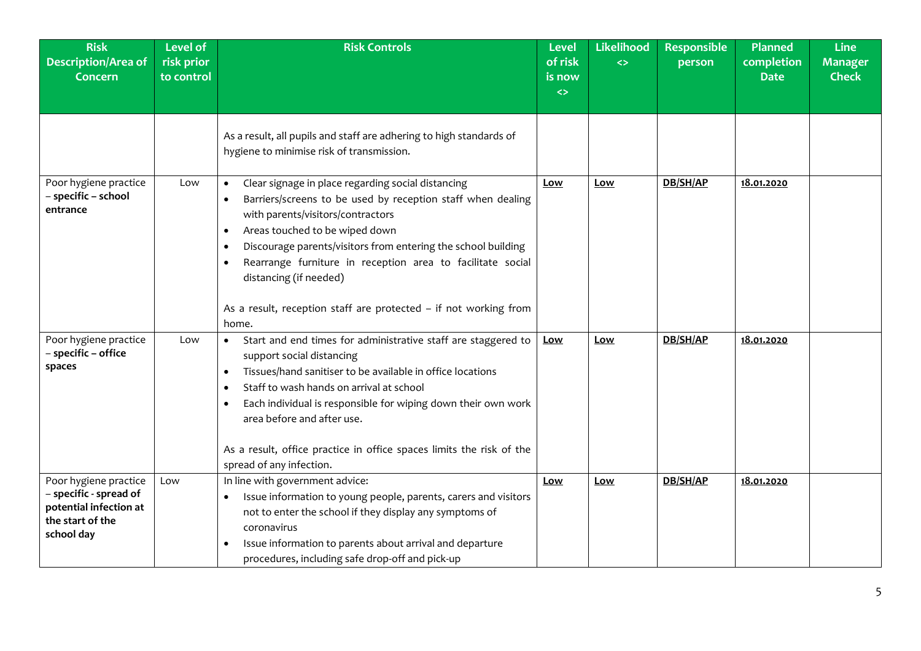| Risk Description/Area of Concern | Level of risk prior to control | Risk Controls | Level of risk is now <> | Likelihood <> | Responsible person | Planned completion Date | Line Manager Check |
|---|---|---|---|---|---|---|---|
| | | As a result, all pupils and staff are adhering to high standards of hygiene to minimise risk of transmission. | | | | | |
| Poor hygiene practice – **specific – school entrance** | Low | • Clear signage in place regarding social distancing<br>• Barriers/screens to be used by reception staff when dealing with parents/visitors/contractors<br>• Areas touched to be wiped down<br>• Discourage parents/visitors from entering the school building<br>• Rearrange furniture in reception area to facilitate social distancing (if needed)<br><br>As a result, reception staff are protected – if not working from home. | **Low** | **Low** | **DB/SH/AP** | **18.01.2020** | |
| Poor hygiene practice – **specific – office spaces** | Low | • Start and end times for administrative staff are staggered to support social distancing<br>• Tissues/hand sanitiser to be available in office locations<br>• Staff to wash hands on arrival at school<br>• Each individual is responsible for wiping down their own work area before and after use.<br><br>As a result, office practice in office spaces limits the risk of the spread of any infection. | **Low** | **Low** | **DB/SH/AP** | **18.01.2020** | |
| Poor hygiene practice – **specific - spread of potential infection at the start of the school day** | Low | In line with government advice:<br>• Issue information to young people, parents, carers and visitors not to enter the school if they display any symptoms of coronavirus<br>• Issue information to parents about arrival and departure procedures, including safe drop-off and pick-up | **Low** | **Low** | **DB/SH/AP** | **18.01.2020** | |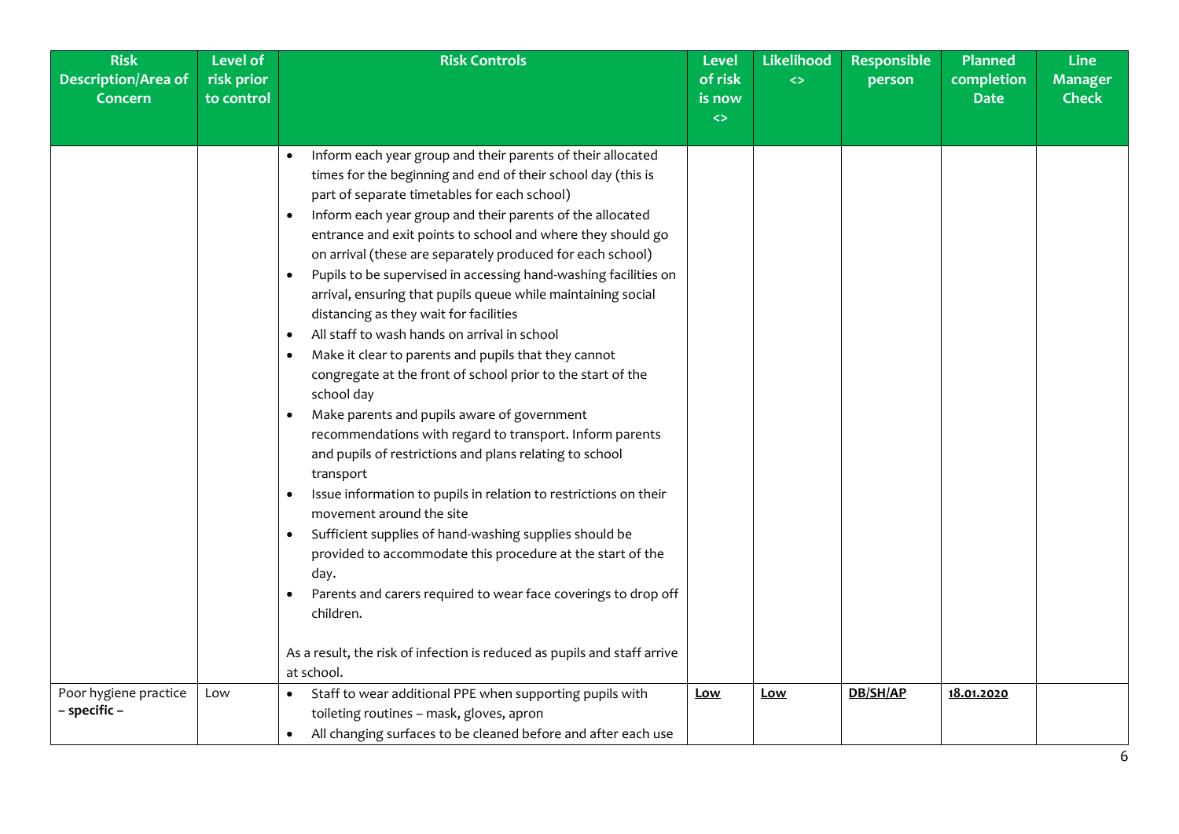| Risk Description/Area of Concern | Level of risk prior to control | Risk Controls | Level of risk is now <> | Likelihood <> | Responsible person | Planned completion Date | Line Manager Check |
|---|---|---|---|---|---|---|---|
| | | • Inform each year group and their parents of their allocated times for the beginning and end of their school day (this is part of separate timetables for each school)<br>• Inform each year group and their parents of the allocated entrance and exit points to school and where they should go on arrival (these are separately produced for each school)<br>• Pupils to be supervised in accessing hand-washing facilities on arrival, ensuring that pupils queue while maintaining social distancing as they wait for facilities<br>• All staff to wash hands on arrival in school<br>• Make it clear to parents and pupils that they cannot congregate at the front of school prior to the start of the school day<br>• Make parents and pupils aware of government recommendations with regard to transport. Inform parents and pupils of restrictions and plans relating to school transport<br>• Issue information to pupils in relation to restrictions on their movement around the site<br>• Sufficient supplies of hand-washing supplies should be provided to accommodate this procedure at the start of the day.<br>• Parents and carers required to wear face coverings to drop off children.<br><br>As a result, the risk of infection is reduced as pupils and staff arrive at school. | | | | | |
| Poor hygiene practice **– specific –** | Low | • Staff to wear additional PPE when supporting pupils with toileting routines – mask, gloves, apron<br>• All changing surfaces to be cleaned before and after each use | **Low** | **Low** | **DB/SH/AP** | **18.01.2020** | |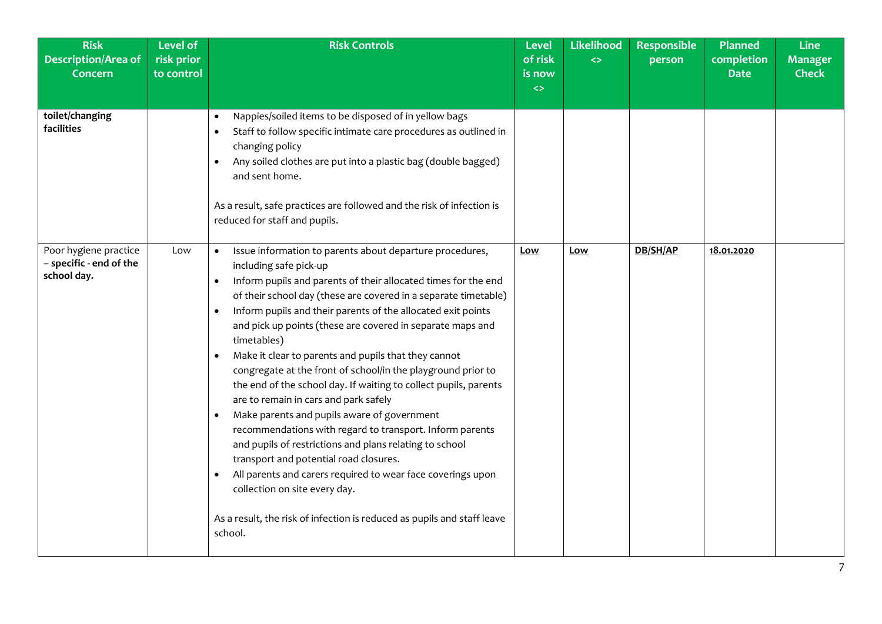| Risk Description/Area of Concern | Level of risk prior to control | Risk Controls | Level of risk is now <> | Likelihood <> | Responsible person | Planned completion Date | Line Manager Check |
|---|---|---|---|---|---|---|---|
| **toilet/changing facilities** | | • Nappies/soiled items to be disposed of in yellow bags<br>• Staff to follow specific intimate care procedures as outlined in changing policy<br>• Any soiled clothes are put into a plastic bag (double bagged) and sent home.<br><br>As a result, safe practices are followed and the risk of infection is reduced for staff and pupils. | | | | | |
| Poor hygiene practice – **specific - end of the school day.** | Low | • Issue information to parents about departure procedures, including safe pick-up<br>• Inform pupils and parents of their allocated times for the end of their school day (these are covered in a separate timetable)<br>• Inform pupils and their parents of the allocated exit points and pick up points (these are covered in separate maps and timetables)<br>• Make it clear to parents and pupils that they cannot congregate at the front of school/in the playground prior to the end of the school day. If waiting to collect pupils, parents are to remain in cars and park safely<br>• Make parents and pupils aware of government recommendations with regard to transport. Inform parents and pupils of restrictions and plans relating to school transport and potential road closures.<br>• All parents and carers required to wear face coverings upon collection on site every day.<br><br>As a result, the risk of infection is reduced as pupils and staff leave school. | **Low** | **Low** | **DB/SH/AP** | **18.01.2020** | |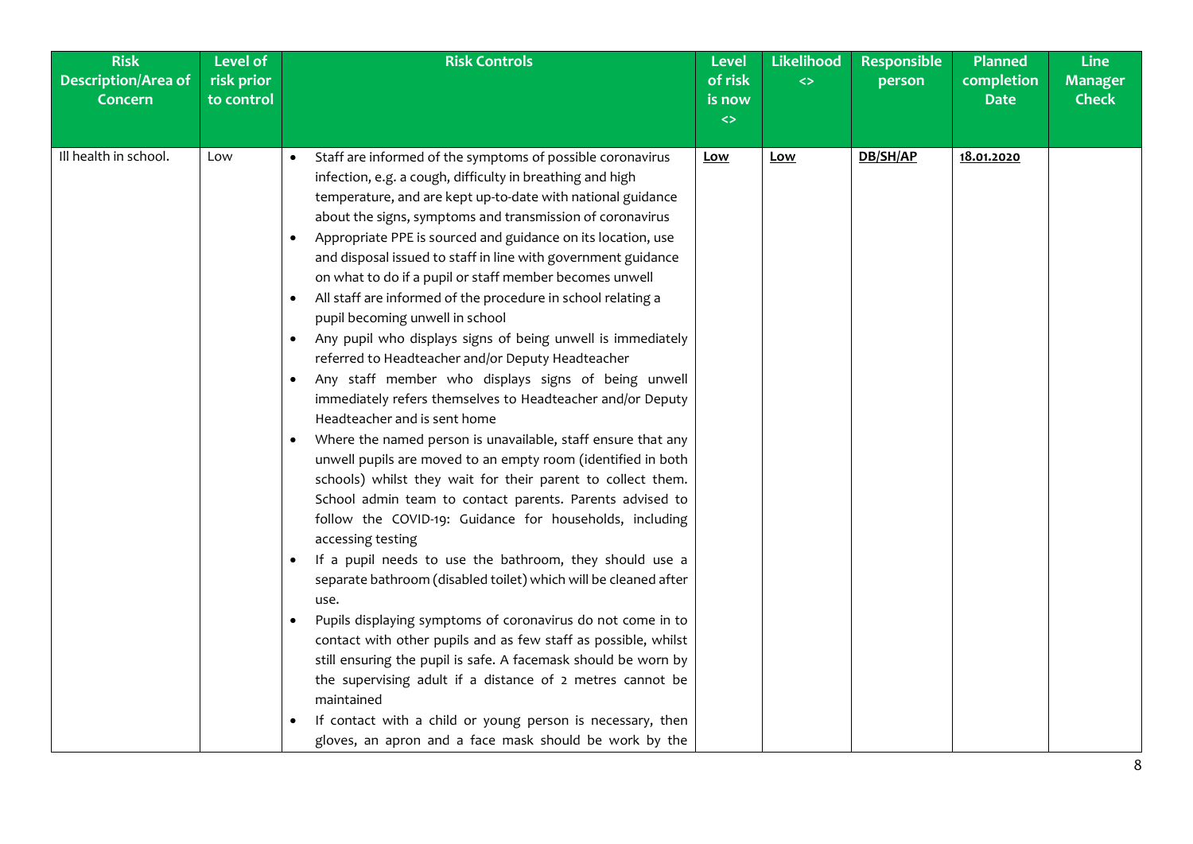| Risk Description/Area of Concern | Level of risk prior to control | Risk Controls | Level of risk now <> | Likelihood <> | Responsible person | Planned completion Date | Line Manager Check |
|---|---|---|---|---|---|---|---|
| Ill health in school. | Low | • Staff are informed of the symptoms of possible coronavirus infection, e.g. a cough, difficulty in breathing and high temperature, and are kept up-to-date with national guidance about the signs, symptoms and transmission of coronavirus<br>• Appropriate PPE is sourced and guidance on its location, use and disposal issued to staff in line with government guidance on what to do if a pupil or staff member becomes unwell<br>• All staff are informed of the procedure in school relating a pupil becoming unwell in school<br>• Any pupil who displays signs of being unwell is immediately referred to Headteacher and/or Deputy Headteacher<br>• Any staff member who displays signs of being unwell immediately refers themselves to Headteacher and/or Deputy Headteacher and is sent home<br>• Where the named person is unavailable, staff ensure that any unwell pupils are moved to an empty room (identified in both schools) whilst they wait for their parent to collect them. School admin team to contact parents. Parents advised to follow the COVID-19: Guidance for households, including accessing testing<br>• If a pupil needs to use the bathroom, they should use a separate bathroom (disabled toilet) which will be cleaned after use.<br>• Pupils displaying symptoms of coronavirus do not come in to contact with other pupils and as few staff as possible, whilst still ensuring the pupil is safe. A facemask should be worn by the supervising adult if a distance of 2 metres cannot be maintained<br>• If contact with a child or young person is necessary, then gloves, an apron and a face mask should be work by the | **Low** | **Low** | **DB/SH/AP** | **18.01.2020** | |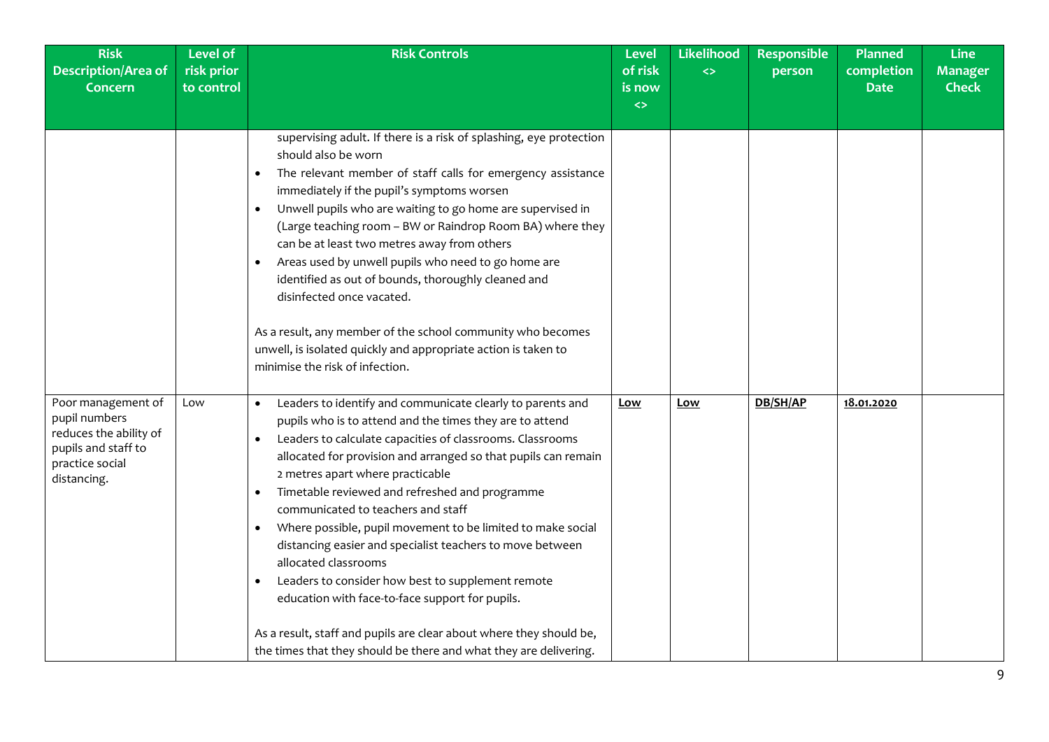| Risk Description/Area of Concern | Level of risk prior to control | Risk Controls | Level of risk is now <> | Likelihood <> | Responsible person | Planned completion Date | Line Manager Check |
|---|---|---|---|---|---|---|---|
| | | supervising adult. If there is a risk of splashing, eye protection should also be worn<br>• The relevant member of staff calls for emergency assistance immediately if the pupil's symptoms worsen<br>• Unwell pupils who are waiting to go home are supervised in (Large teaching room – BW or Raindrop Room BA) where they can be at least two metres away from others<br>• Areas used by unwell pupils who need to go home are identified as out of bounds, thoroughly cleaned and disinfected once vacated.<br><br>As a result, any member of the school community who becomes unwell, is isolated quickly and appropriate action is taken to minimise the risk of infection. | | | | | |
| Poor management of pupil numbers reduces the ability of pupils and staff to practice social distancing. | Low | • Leaders to identify and communicate clearly to parents and pupils who is to attend and the times they are to attend<br>• Leaders to calculate capacities of classrooms. Classrooms allocated for provision and arranged so that pupils can remain 2 metres apart where practicable<br>• Timetable reviewed and refreshed and programme communicated to teachers and staff<br>• Where possible, pupil movement to be limited to make social distancing easier and specialist teachers to move between allocated classrooms<br>• Leaders to consider how best to supplement remote education with face-to-face support for pupils.<br><br>As a result, staff and pupils are clear about where they should be, the times that they should be there and what they are delivering. | **Low** | **Low** | **DB/SH/AP** | **18.01.2020** | |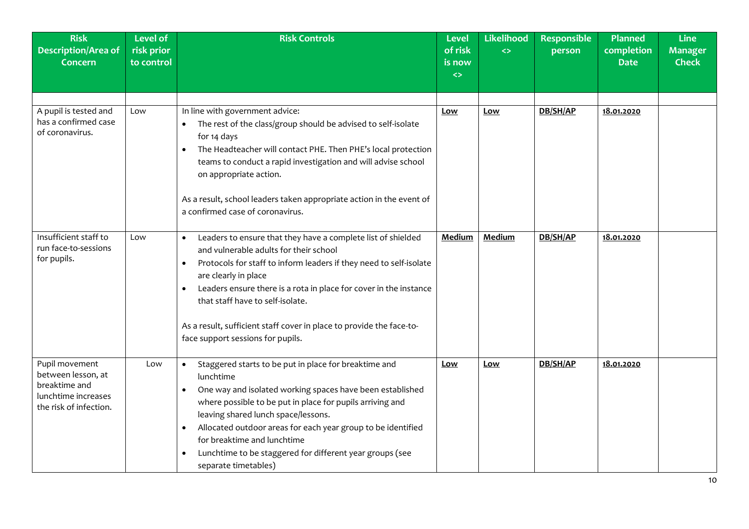| Risk Description/Area of Concern | Level of risk prior to control | Risk Controls | Level of risk is now <> | Likelihood <> | Responsible person | Planned completion Date | Line Manager Check |
|---|---|---|---|---|---|---|---|
| | | | | | | | |
| A pupil is tested and has a confirmed case of coronavirus. | Low | In line with government advice:<br>• The rest of the class/group should be advised to self-isolate for 14 days<br>• The Headteacher will contact PHE. Then PHE's local protection teams to conduct a rapid investigation and will advise school on appropriate action.<br><br>As a result, school leaders taken appropriate action in the event of a confirmed case of coronavirus. | Low | Low | DB/SH/AP | 18.01.2020 | |
| Insufficient staff to run face-to-sessions for pupils. | Low | • Leaders to ensure that they have a complete list of shielded and vulnerable adults for their school<br>• Protocols for staff to inform leaders if they need to self-isolate are clearly in place<br>• Leaders ensure there is a rota in place for cover in the instance that staff have to self-isolate.<br><br>As a result, sufficient staff cover in place to provide the face-to-face support sessions for pupils. | Medium | Medium | DB/SH/AP | 18.01.2020 | |
| Pupil movement between lesson, at breaktime and lunchtime increases the risk of infection. | Low | • Staggered starts to be put in place for breaktime and lunchtime<br>• One way and isolated working spaces have been established where possible to be put in place for pupils arriving and leaving shared lunch space/lessons.<br>• Allocated outdoor areas for each year group to be identified for breaktime and lunchtime<br>• Lunchtime to be staggered for different year groups (see separate timetables) | Low | Low | DB/SH/AP | 18.01.2020 | |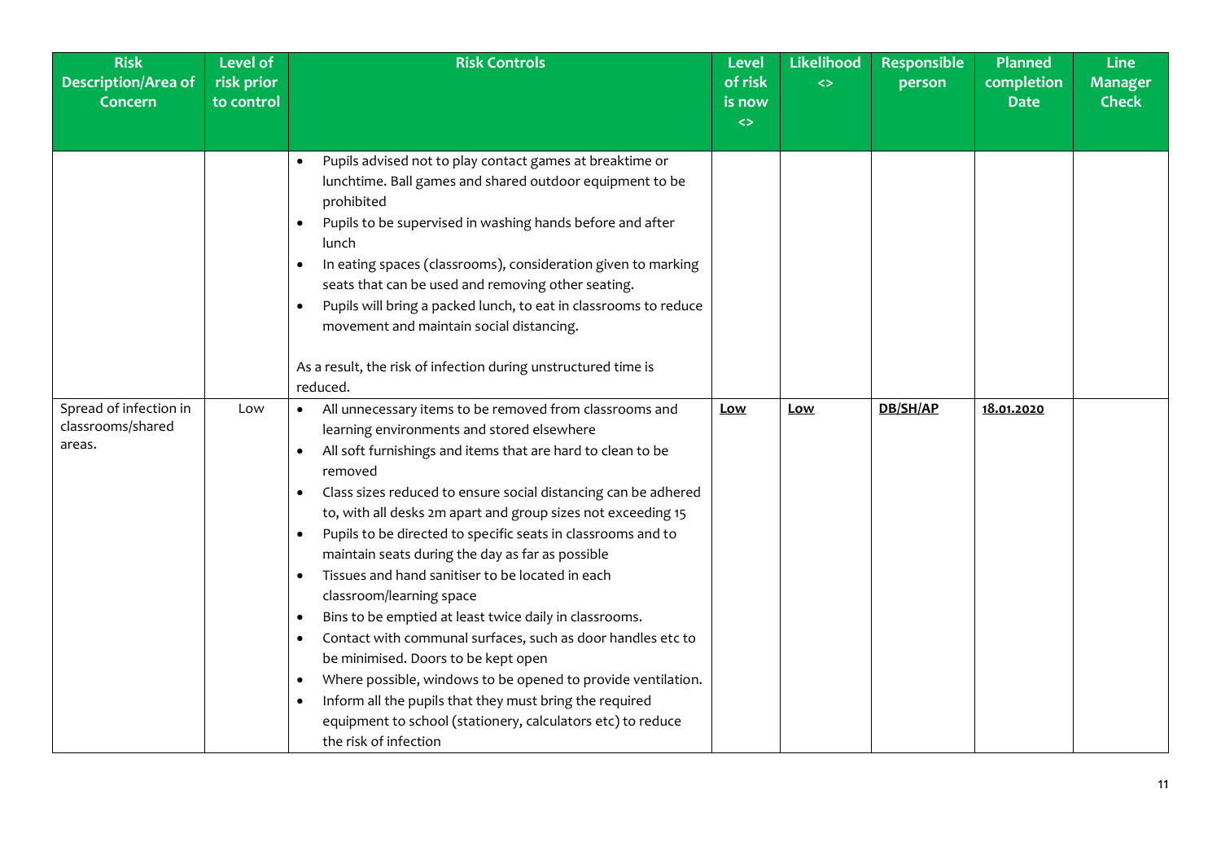| Risk Description/Area of Concern | Level of risk prior to control | Risk Controls | Level of risk is now <> | Likelihood <> | Responsible person | Planned completion Date | Line Manager Check |
|---|---|---|---|---|---|---|---|
| | | • Pupils advised not to play contact games at breaktime or lunchtime. Ball games and shared outdoor equipment to be prohibited<br>• Pupils to be supervised in washing hands before and after lunch<br>• In eating spaces (classrooms), consideration given to marking seats that can be used and removing other seating.<br>• Pupils will bring a packed lunch, to eat in classrooms to reduce movement and maintain social distancing.<br><br>As a result, the risk of infection during unstructured time is reduced. | | | | | |
| Spread of infection in classrooms/shared areas. | Low | • All unnecessary items to be removed from classrooms and learning environments and stored elsewhere<br>• All soft furnishings and items that are hard to clean to be removed<br>• Class sizes reduced to ensure social distancing can be adhered to, with all desks 2m apart and group sizes not exceeding 15<br>• Pupils to be directed to specific seats in classrooms and to maintain seats during the day as far as possible<br>• Tissues and hand sanitiser to be located in each classroom/learning space<br>• Bins to be emptied at least twice daily in classrooms.<br>• Contact with communal surfaces, such as door handles etc to be minimised. Doors to be kept open<br>• Where possible, windows to be opened to provide ventilation.<br>• Inform all the pupils that they must bring the required equipment to school (stationery, calculators etc) to reduce the risk of infection | **Low** | **Low** | **DB/SH/AP** | **18.01.2020** | |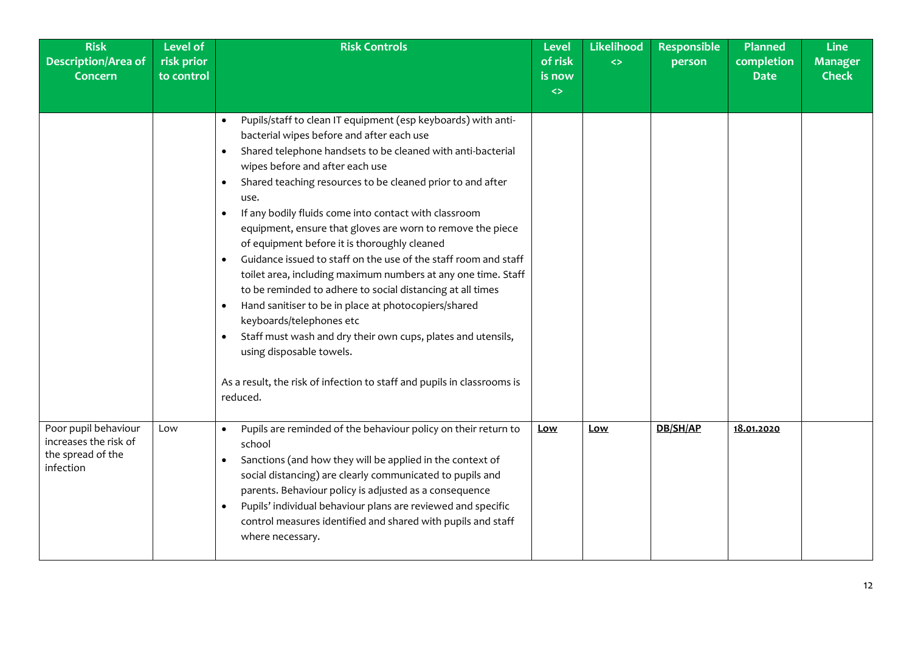| Risk Description/Area of Concern | Level of risk prior to control | Risk Controls | Level of risk is now <> | Likelihood <> | Responsible person | Planned completion Date | Line Manager Check |
|---|---|---|---|---|---|---|---|
| | | • Pupils/staff to clean IT equipment (esp keyboards) with anti-bacterial wipes before and after each use<br>• Shared telephone handsets to be cleaned with anti-bacterial wipes before and after each use<br>• Shared teaching resources to be cleaned prior to and after use.<br>• If any bodily fluids come into contact with classroom equipment, ensure that gloves are worn to remove the piece of equipment before it is thoroughly cleaned<br>• Guidance issued to staff on the use of the staff room and staff toilet area, including maximum numbers at any one time. Staff to be reminded to adhere to social distancing at all times<br>• Hand sanitiser to be in place at photocopiers/shared keyboards/telephones etc<br>• Staff must wash and dry their own cups, plates and utensils, using disposable towels.<br><br>As a result, the risk of infection to staff and pupils in classrooms is reduced. | | | | | |
| Poor pupil behaviour increases the risk of the spread of the infection | Low | • Pupils are reminded of the behaviour policy on their return to school<br>• Sanctions (and how they will be applied in the context of social distancing) are clearly communicated to pupils and parents. Behaviour policy is adjusted as a consequence<br>• Pupils' individual behaviour plans are reviewed and specific control measures identified and shared with pupils and staff where necessary. | **Low** | **Low** | **DB/SH/AP** | **18.01.2020** | |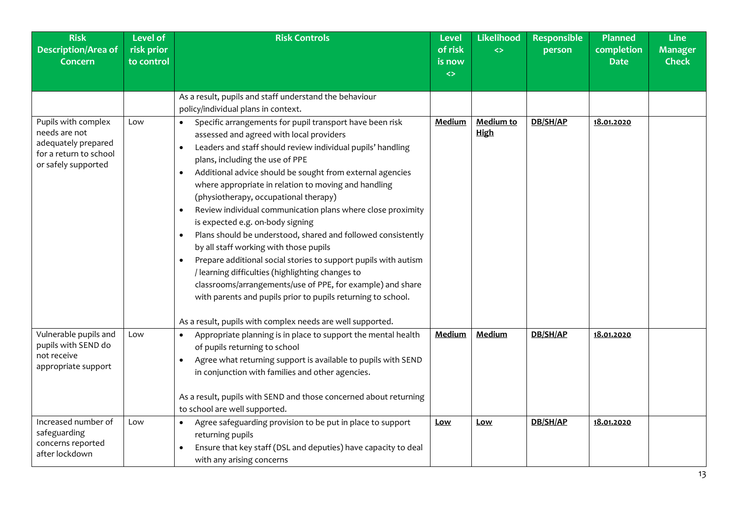| Risk Description/Area of Concern | Level of risk prior to control | Risk Controls | Level of risk is now <> | Likelihood <> | Responsible person | Planned completion Date | Line Manager Check |
|---|---|---|---|---|---|---|---|
| | | As a result, pupils and staff understand the behaviour policy/individual plans in context. | | | | | |
| Pupils with complex needs are not adequately prepared for a return to school or safely supported | Low | • Specific arrangements for pupil transport have been risk assessed and agreed with local providers<br>• Leaders and staff should review individual pupils' handling plans, including the use of PPE<br>• Additional advice should be sought from external agencies where appropriate in relation to moving and handling (physiotherapy, occupational therapy)<br>• Review individual communication plans where close proximity is expected e.g. on-body signing<br>• Plans should be understood, shared and followed consistently by all staff working with those pupils<br>• Prepare additional social stories to support pupils with autism / learning difficulties (highlighting changes to classrooms/arrangements/use of PPE, for example) and share with parents and pupils prior to pupils returning to school.<br><br>As a result, pupils with complex needs are well supported. | **Medium** | **Medium to High** | **DB/SH/AP** | **18.01.2020** | |
| Vulnerable pupils and pupils with SEND do not receive appropriate support | Low | • Appropriate planning is in place to support the mental health of pupils returning to school<br>• Agree what returning support is available to pupils with SEND in conjunction with families and other agencies.<br><br>As a result, pupils with SEND and those concerned about returning to school are well supported. | **Medium** | **Medium** | **DB/SH/AP** | **18.01.2020** | |
| Increased number of safeguarding concerns reported after lockdown | Low | • Agree safeguarding provision to be put in place to support returning pupils<br>• Ensure that key staff (DSL and deputies) have capacity to deal with any arising concerns | **Low** | **Low** | **DB/SH/AP** | **18.01.2020** | |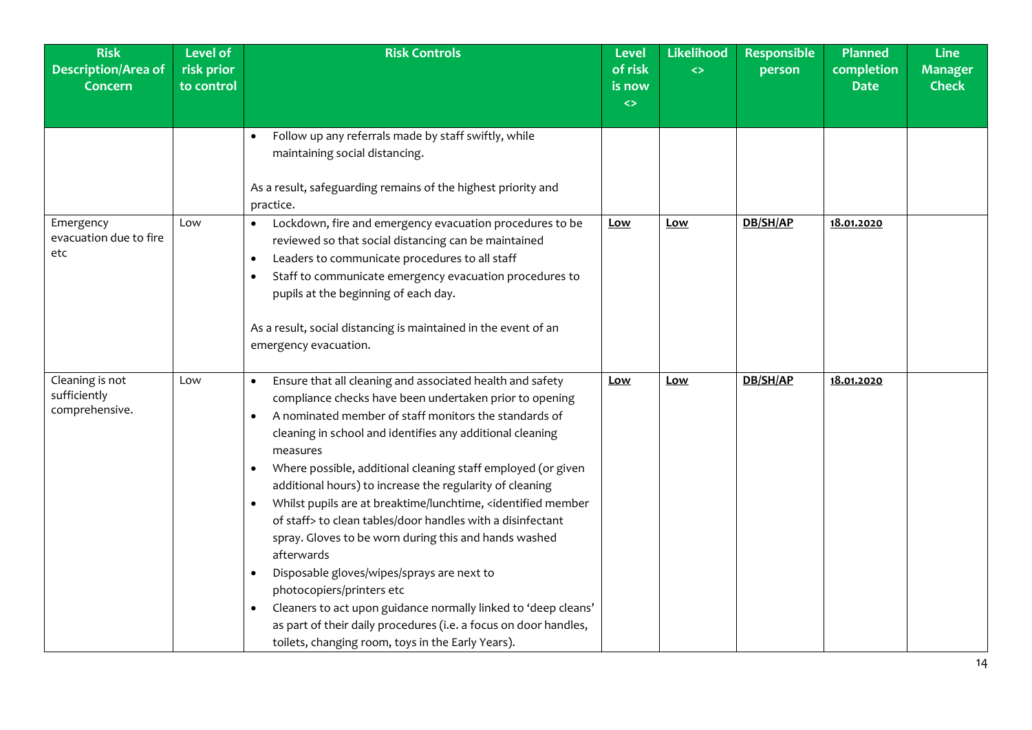| Risk Description/Area of Concern | Level of risk prior to control | Risk Controls | Level of risk is now <> | Likelihood <> | Responsible person | Planned completion Date | Line Manager Check |
|---|---|---|---|---|---|---|---|
| | | • Follow up any referrals made by staff swiftly, while maintaining social distancing.<br><br>As a result, safeguarding remains of the highest priority and practice. | | | | | |
| Emergency evacuation due to fire etc | Low | • Lockdown, fire and emergency evacuation procedures to be reviewed so that social distancing can be maintained<br>• Leaders to communicate procedures to all staff<br>• Staff to communicate emergency evacuation procedures to pupils at the beginning of each day.<br><br>As a result, social distancing is maintained in the event of an emergency evacuation. | **Low** | **Low** | **DB/SH/AP** | **18.01.2020** | |
| Cleaning is not sufficiently comprehensive. | Low | • Ensure that all cleaning and associated health and safety compliance checks have been undertaken prior to opening<br>• A nominated member of staff monitors the standards of cleaning in school and identifies any additional cleaning measures<br>• Where possible, additional cleaning staff employed (or given additional hours) to increase the regularity of cleaning<br>• Whilst pupils are at breaktime/lunchtime, <identified member of staff> to clean tables/door handles with a disinfectant spray. Gloves to be worn during this and hands washed afterwards<br>• Disposable gloves/wipes/sprays are next to photocopiers/printers etc<br>• Cleaners to act upon guidance normally linked to 'deep cleans' as part of their daily procedures (i.e. a focus on door handles, toilets, changing room, toys in the Early Years). | **Low** | **Low** | **DB/SH/AP** | **18.01.2020** | |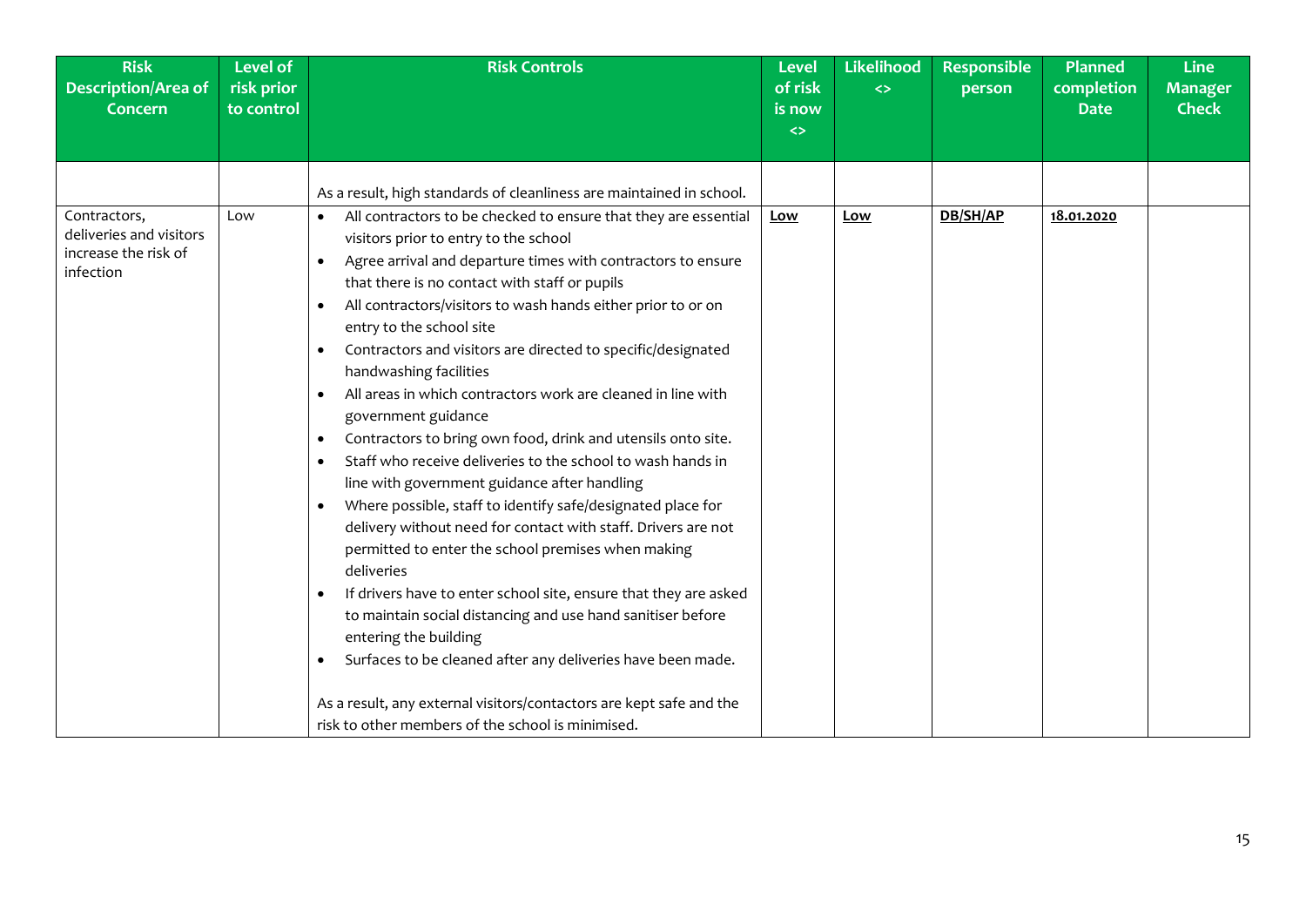| Risk Description/Area of Concern | Level of risk prior to control | Risk Controls | Level of risk is now <> | Likelihood <> | Responsible person | Planned completion Date | Line Manager Check |
|---|---|---|---|---|---|---|---|
| | | As a result, high standards of cleanliness are maintained in school. | | | | | |
| Contractors, deliveries and visitors increase the risk of infection | Low | • All contractors to be checked to ensure that they are essential visitors prior to entry to the school<br>• Agree arrival and departure times with contractors to ensure that there is no contact with staff or pupils<br>• All contractors/visitors to wash hands either prior to or on entry to the school site<br>• Contractors and visitors are directed to specific/designated handwashing facilities<br>• All areas in which contractors work are cleaned in line with government guidance<br>• Contractors to bring own food, drink and utensils onto site.<br>• Staff who receive deliveries to the school to wash hands in line with government guidance after handling<br>• Where possible, staff to identify safe/designated place for delivery without need for contact with staff. Drivers are not permitted to enter the school premises when making deliveries<br>• If drivers have to enter school site, ensure that they are asked to maintain social distancing and use hand sanitiser before entering the building<br>• Surfaces to be cleaned after any deliveries have been made.<br><br>As a result, any external visitors/contactors are kept safe and the risk to other members of the school is minimised. | **Low** | **Low** | **DB/SH/AP** | **18.01.2020** | |